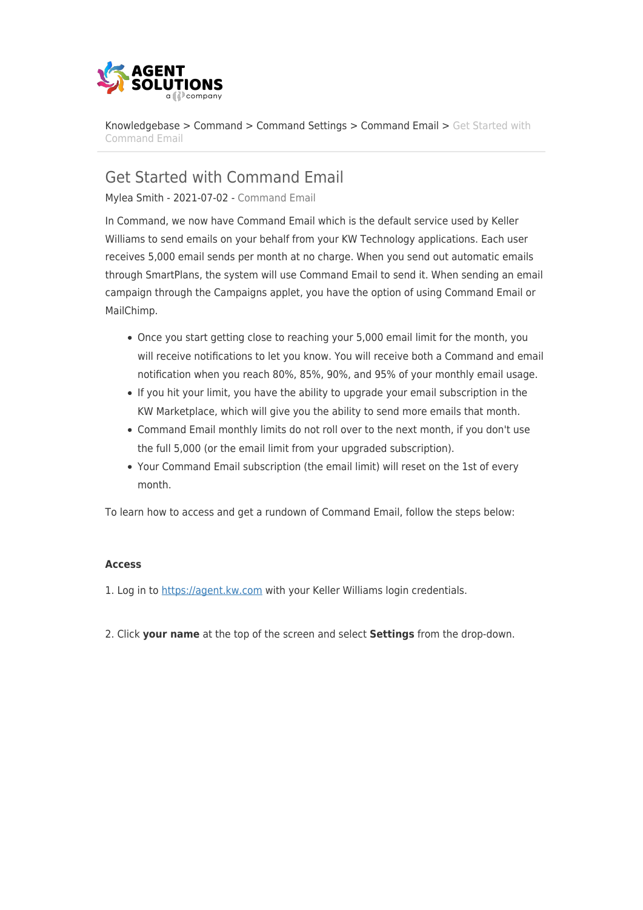Knowledgebase > Command > Command Settings > Command Email > Get Started with Command Email

# Get Started with Command Email

Mylea Smith - 2021-07-02 - Command Email

In Command, we now have Command Email which is the default service used by Keller Williams to send emails on your behalf from your KW Technology applications. Each user receives 5,000 email sends per month at no charge. When you send out automatic emails through SmartPlans, the system will use Command Email to send it. When sending an email campaign through the Campaigns applet, you have the option of using Command Email or MailChimp.

- Once you start getting close to reaching your 5,000 email limit for the month, you will receive notifications to let you know. You will receive both a Command and email notification when you reach 80%, 85%, 90%, and 95% of your monthly email usage.
- If you hit your limit, you have the ability to upgrade your email subscription in the KW Marketplace, which will give you the ability to send more emails that month.
- Command Email monthly limits do not roll over to the next month, if you don't use the full 5,000 (or the email limit from your upgraded subscription).
- Your Command Email subscription (the email limit) will reset on the 1st of every month.

To learn how to access and get a rundown of Command Email, follow the steps below:

**Access**

1. Log in to [https://agent.kw.com](https://agent.kw.com) with your Keller Williams login credentials.

2. Click **your name** at the top of the screen and select **Settings** from the drop-down.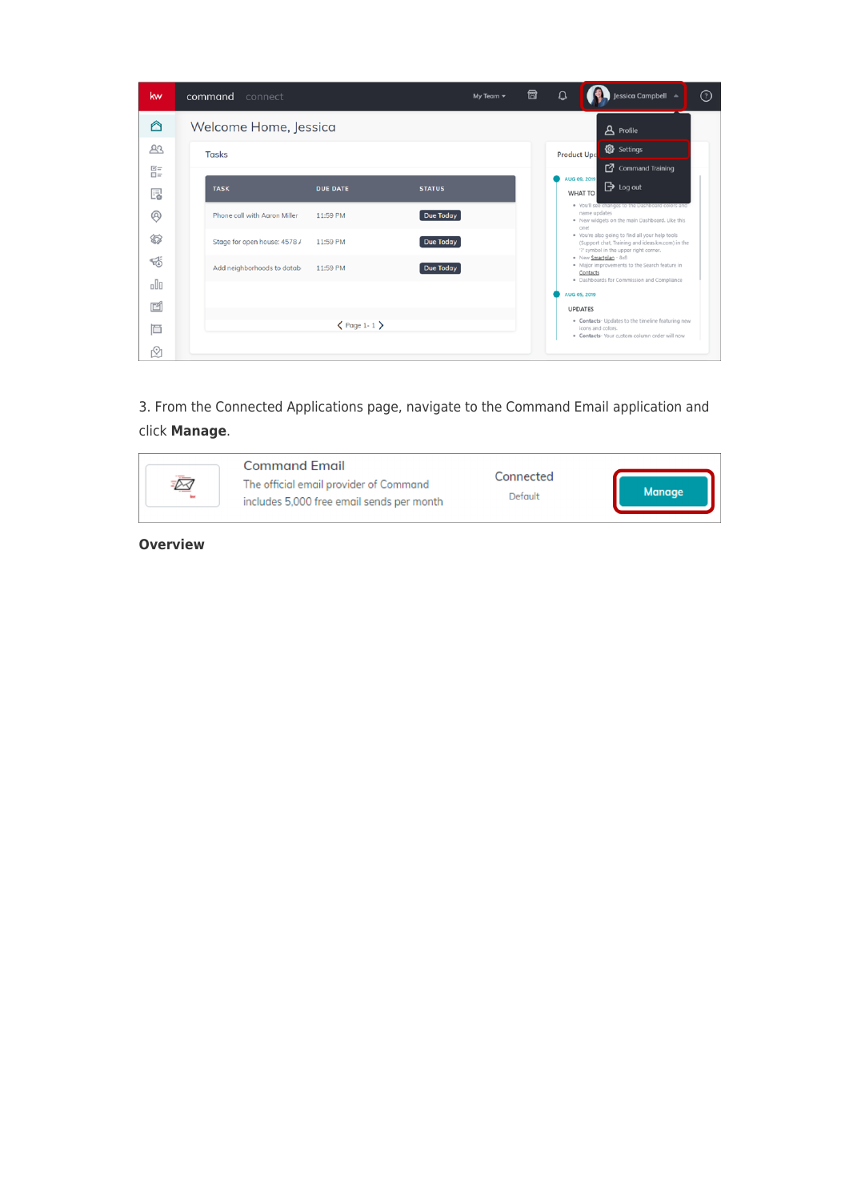3. From the Connected Applications page, navigate to the Command Email application and click **Manage**.

**Overview**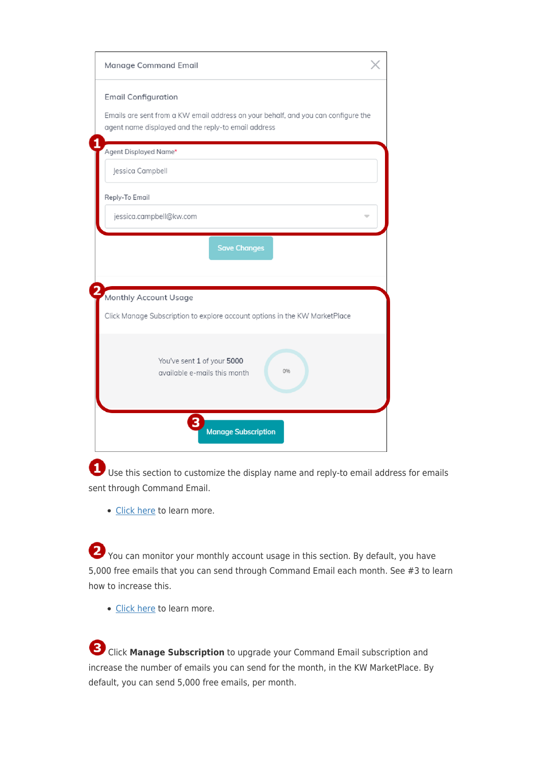Manage Command Email

Email Configuration

Emails are sent from a KW email address on your behalf, and you can configure the agent name displayed and the reply-to email address

Agent Displayed Name*

Jessica Campbell

Reply-To Email

jessica.campbell@kw.com

Save Changes

Monthly Account Usage

Click Manage Subscription to explore account options in the KW MarketPlace

You've sent 1 of your 5000 available e-mails this month

0%

Manage Subscription

**1** Use this section to customize the display name and reply-to email address for emails sent through Command Email.

- Click here to learn more.

**2** You can monitor your monthly account usage in this section. By default, you have 5,000 free emails that you can send through Command Email each month. See #3 to learn how to increase this.

- Click here to learn more.

**3** Click **Manage Subscription** to upgrade your Command Email subscription and increase the number of emails you can send for the month, in the KW MarketPlace. By default, you can send 5,000 free emails, per month.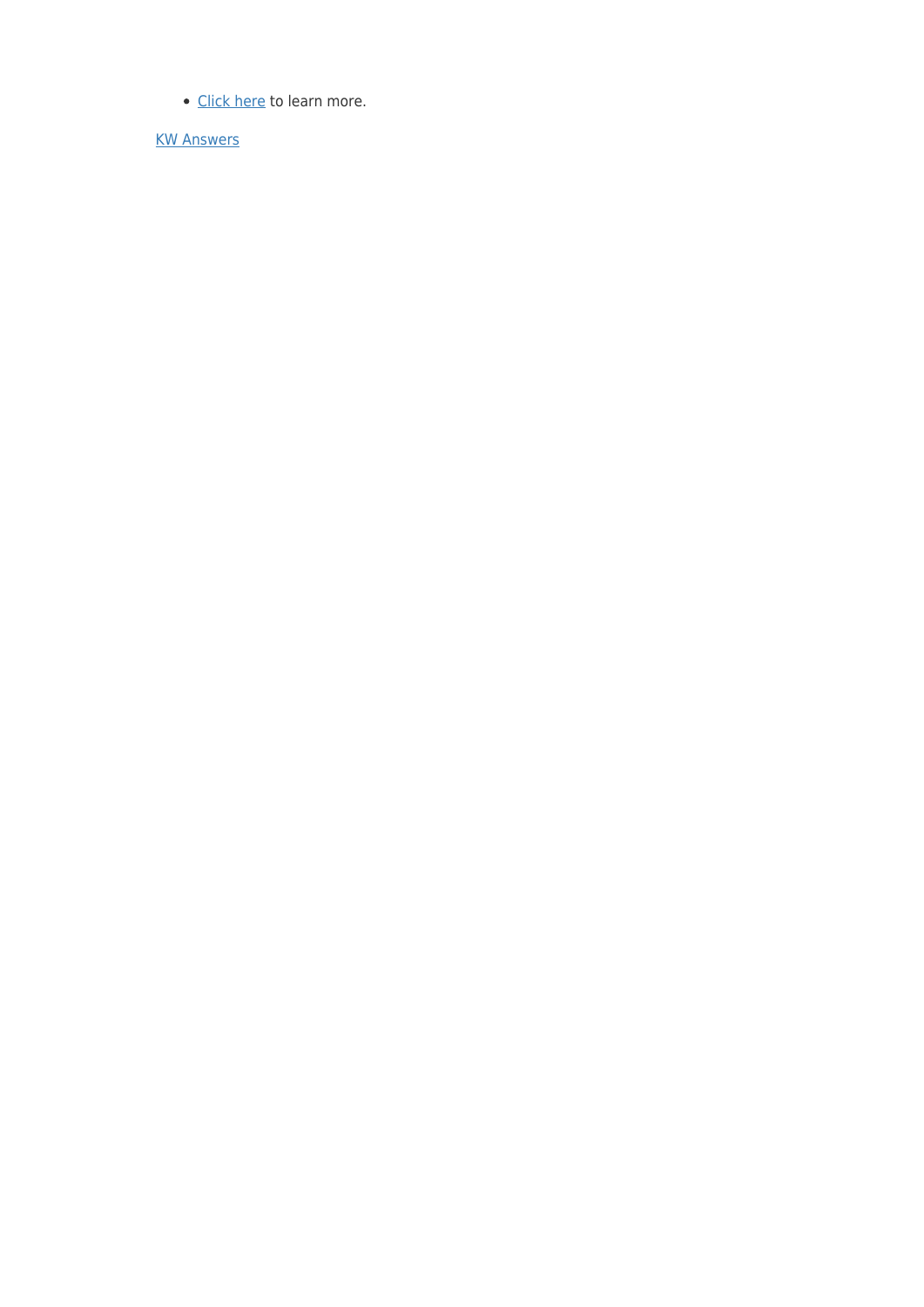- [Click here]() to learn more.

[KW Answers]()